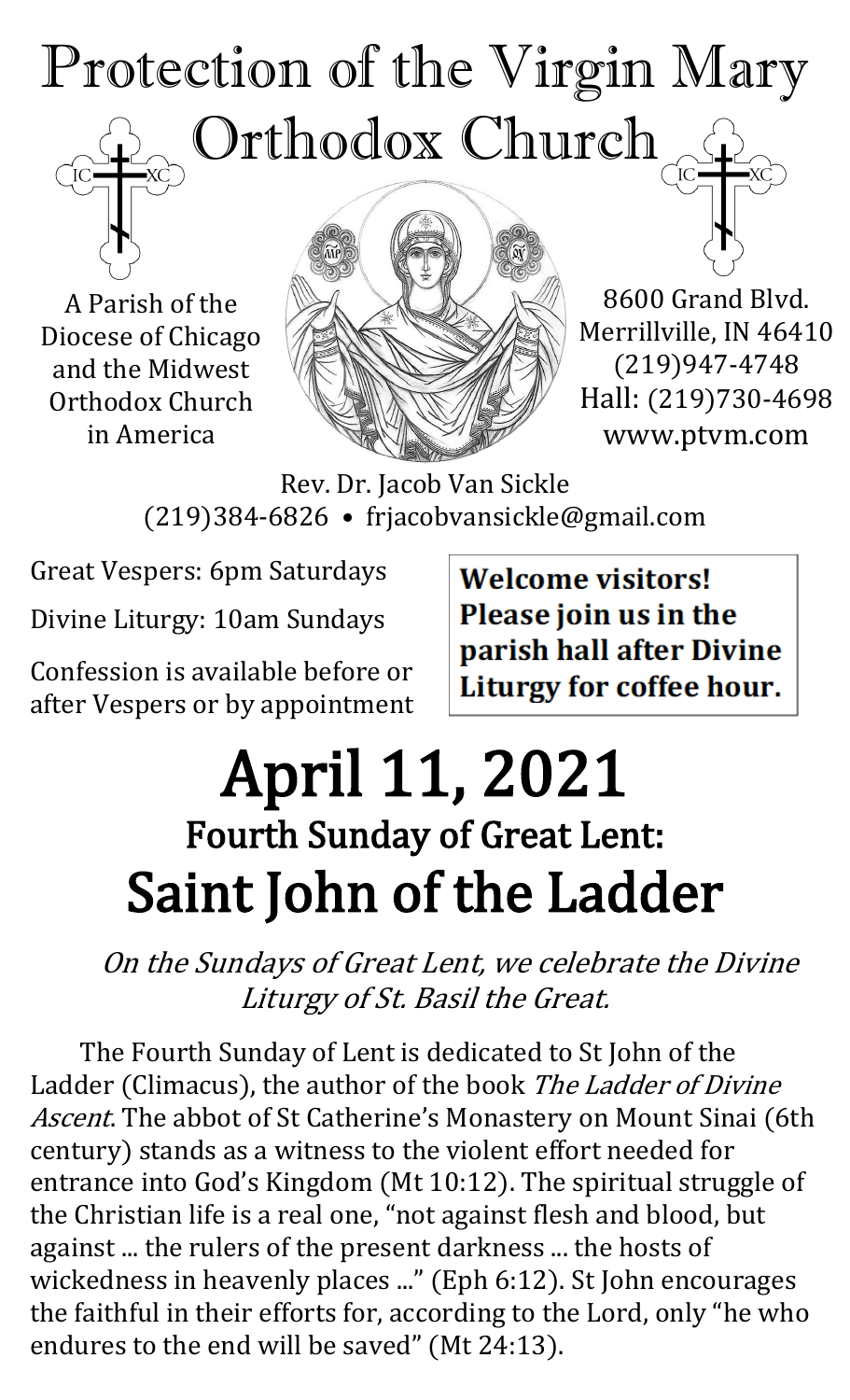# Protection of the Virgin Mary Orthodox Church

A Parish of the Diocese of Chicago and the Midwest Orthodox Church in America

8600 Grand Blvd.
Merrillville, IN 46410
(219)947-4748
Hall: (219)730-4698
www.ptvm.com

Rev. Dr. Jacob Van Sickle
(219)384-6826 • frjacobvansickle@gmail.com

Great Vespers: 6pm Saturdays

Divine Liturgy: 10am Sundays

Confession is available before or after Vespers or by appointment

**Welcome visitors! Please join us in the parish hall after Divine Liturgy for coffee hour.**

# April 11, 2021

## Fourth Sunday of Great Lent:

# Saint John of the Ladder

*On the Sundays of Great Lent, we celebrate the Divine Liturgy of St. Basil the Great.*

The Fourth Sunday of Lent is dedicated to St John of the Ladder (Climacus), the author of the book *The Ladder of Divine Ascent*. The abbot of St Catherine's Monastery on Mount Sinai (6th century) stands as a witness to the violent effort needed for entrance into God's Kingdom (Mt 10:12). The spiritual struggle of the Christian life is a real one, "not against flesh and blood, but against ... the rulers of the present darkness ... the hosts of wickedness in heavenly places ..." (Eph 6:12). St John encourages the faithful in their efforts for, according to the Lord, only "he who endures to the end will be saved" (Mt 24:13).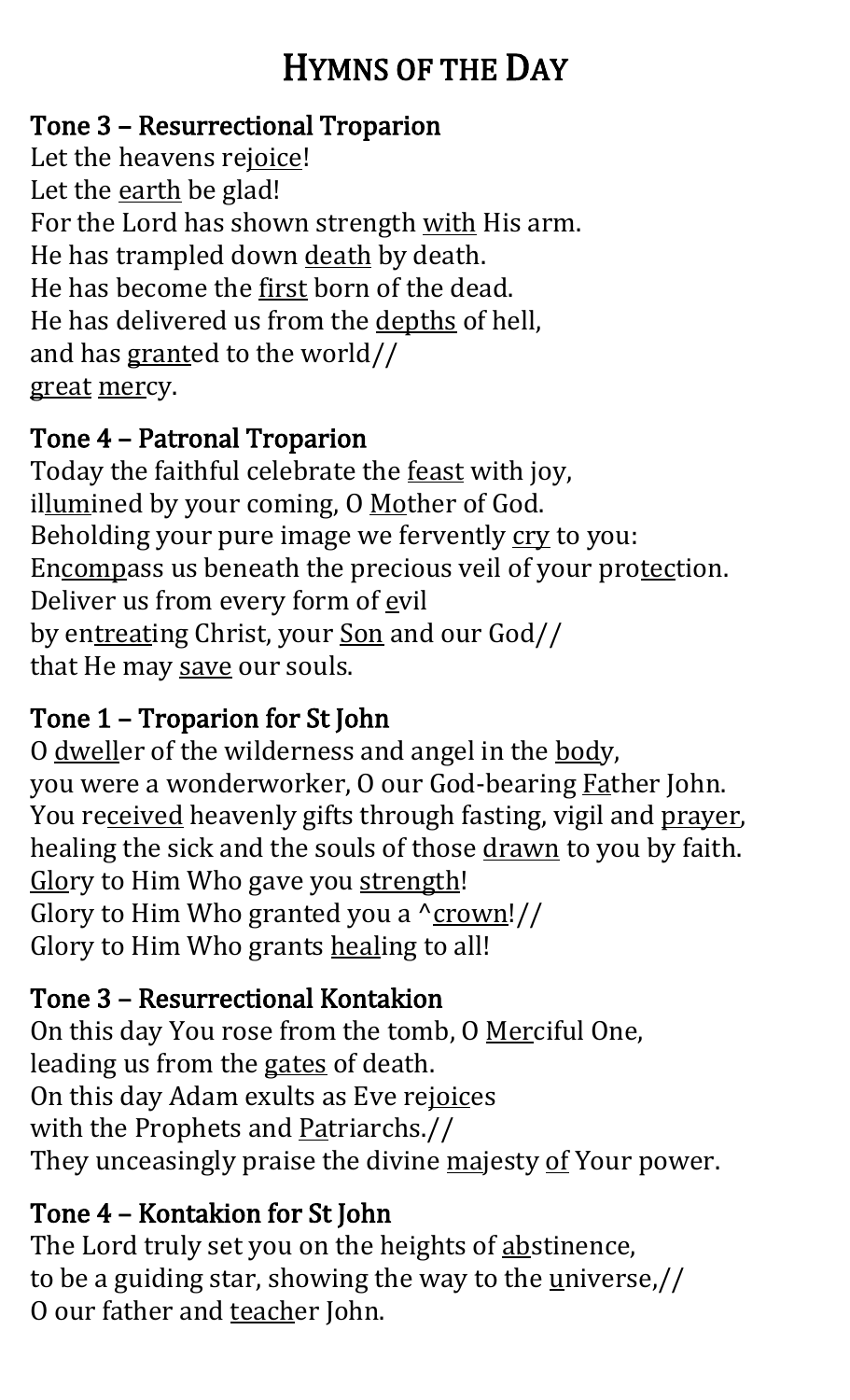# HYMNS OF THE DAY

### Tone 3 – Resurrectional Troparion

Let the heavens rejoice!
Let the earth be glad!
For the Lord has shown strength with His arm.
He has trampled down death by death.
He has become the first born of the dead.
He has delivered us from the depths of hell,
and has granted to the world//
great mercy.

### Tone 4 – Patronal Troparion

Today the faithful celebrate the feast with joy,
illumined by your coming, O Mother of God.
Beholding your pure image we fervently cry to you:
Encompass us beneath the precious veil of your protection.
Deliver us from every form of evil
by entreating Christ, your Son and our God//
that He may save our souls.

### Tone 1 – Troparion for St John

O dweller of the wilderness and angel in the body,
you were a wonderworker, O our God-bearing Father John.
You received heavenly gifts through fasting, vigil and prayer,
healing the sick and the souls of those drawn to you by faith.
Glory to Him Who gave you strength!
Glory to Him Who granted you a ^crown!//
Glory to Him Who grants healing to all!

### Tone 3 – Resurrectional Kontakion

On this day You rose from the tomb, O Merciful One,
leading us from the gates of death.
On this day Adam exults as Eve rejoices
with the Prophets and Patriarchs.//
They unceasingly praise the divine majesty of Your power.

### Tone 4 – Kontakion for St John

The Lord truly set you on the heights of abstinence,
to be a guiding star, showing the way to the universe,//
O our father and teacher John.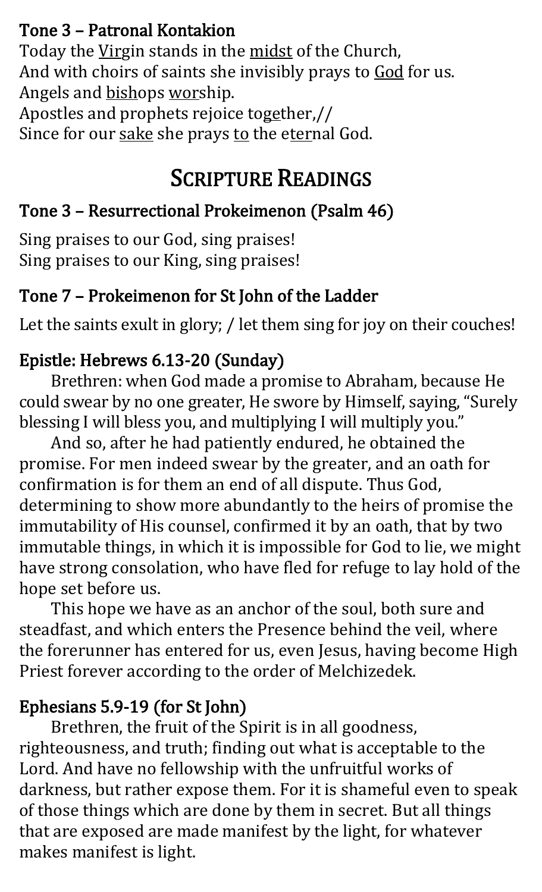### Tone 3 – Patronal Kontakion

Today the <u>Vir</u>gin stands in the <u>midst</u> of the Church,
And with choirs of saints she invisibly prays to <u>God</u> for us.
Angels and <u>bish</u>ops <u>wor</u>ship.
Apostles and prophets rejoice to<u>ge</u>ther,//
Since for our <u>sake</u> she prays <u>to</u> the e<u>ter</u>nal God.

# Scripture Readings

### Tone 3 – Resurrectional Prokeimenon (Psalm 46)

Sing praises to our God, sing praises!
Sing praises to our King, sing praises!

### Tone 7 – Prokeimenon for St John of the Ladder

Let the saints exult in glory; / let them sing for joy on their couches!

### Epistle: Hebrews 6.13-20 (Sunday)

Brethren: when God made a promise to Abraham, because He could swear by no one greater, He swore by Himself, saying, "Surely blessing I will bless you, and multiplying I will multiply you."

And so, after he had patiently endured, he obtained the promise. For men indeed swear by the greater, and an oath for confirmation is for them an end of all dispute. Thus God, determining to show more abundantly to the heirs of promise the immutability of His counsel, confirmed it by an oath, that by two immutable things, in which it is impossible for God to lie, we might have strong consolation, who have fled for refuge to lay hold of the hope set before us.

This hope we have as an anchor of the soul, both sure and steadfast, and which enters the Presence behind the veil, where the forerunner has entered for us, even Jesus, having become High Priest forever according to the order of Melchizedek.

### Ephesians 5.9-19 (for St John)

Brethren, the fruit of the Spirit is in all goodness, righteousness, and truth; finding out what is acceptable to the Lord. And have no fellowship with the unfruitful works of darkness, but rather expose them. For it is shameful even to speak of those things which are done by them in secret. But all things that are exposed are made manifest by the light, for whatever makes manifest is light.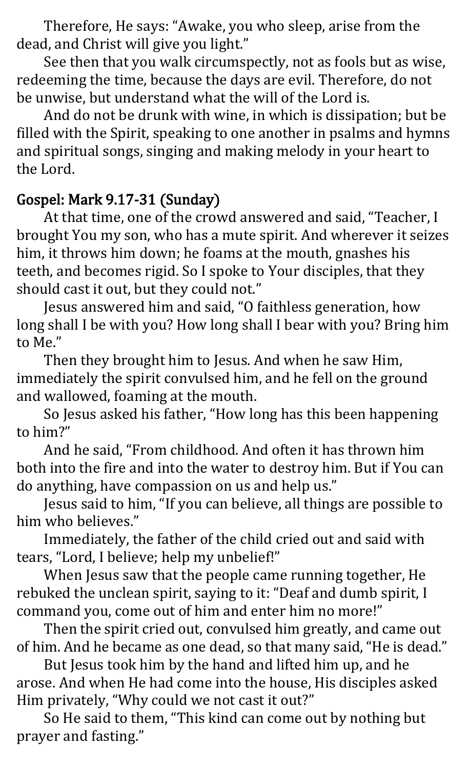Therefore, He says: "Awake, you who sleep, arise from the dead, and Christ will give you light."

See then that you walk circumspectly, not as fools but as wise, redeeming the time, because the days are evil. Therefore, do not be unwise, but understand what the will of the Lord is.

And do not be drunk with wine, in which is dissipation; but be filled with the Spirit, speaking to one another in psalms and hymns and spiritual songs, singing and making melody in your heart to the Lord.

## Gospel: Mark 9.17-31 (Sunday)

At that time, one of the crowd answered and said, "Teacher, I brought You my son, who has a mute spirit. And wherever it seizes him, it throws him down; he foams at the mouth, gnashes his teeth, and becomes rigid. So I spoke to Your disciples, that they should cast it out, but they could not."

Jesus answered him and said, "O faithless generation, how long shall I be with you? How long shall I bear with you? Bring him to Me."

Then they brought him to Jesus. And when he saw Him, immediately the spirit convulsed him, and he fell on the ground and wallowed, foaming at the mouth.

So Jesus asked his father, "How long has this been happening to him?"

And he said, "From childhood. And often it has thrown him both into the fire and into the water to destroy him. But if You can do anything, have compassion on us and help us."

Jesus said to him, "If you can believe, all things are possible to him who believes."

Immediately, the father of the child cried out and said with tears, "Lord, I believe; help my unbelief!"

When Jesus saw that the people came running together, He rebuked the unclean spirit, saying to it: "Deaf and dumb spirit, I command you, come out of him and enter him no more!"

Then the spirit cried out, convulsed him greatly, and came out of him. And he became as one dead, so that many said, "He is dead."

But Jesus took him by the hand and lifted him up, and he arose. And when He had come into the house, His disciples asked Him privately, "Why could we not cast it out?"

So He said to them, "This kind can come out by nothing but prayer and fasting."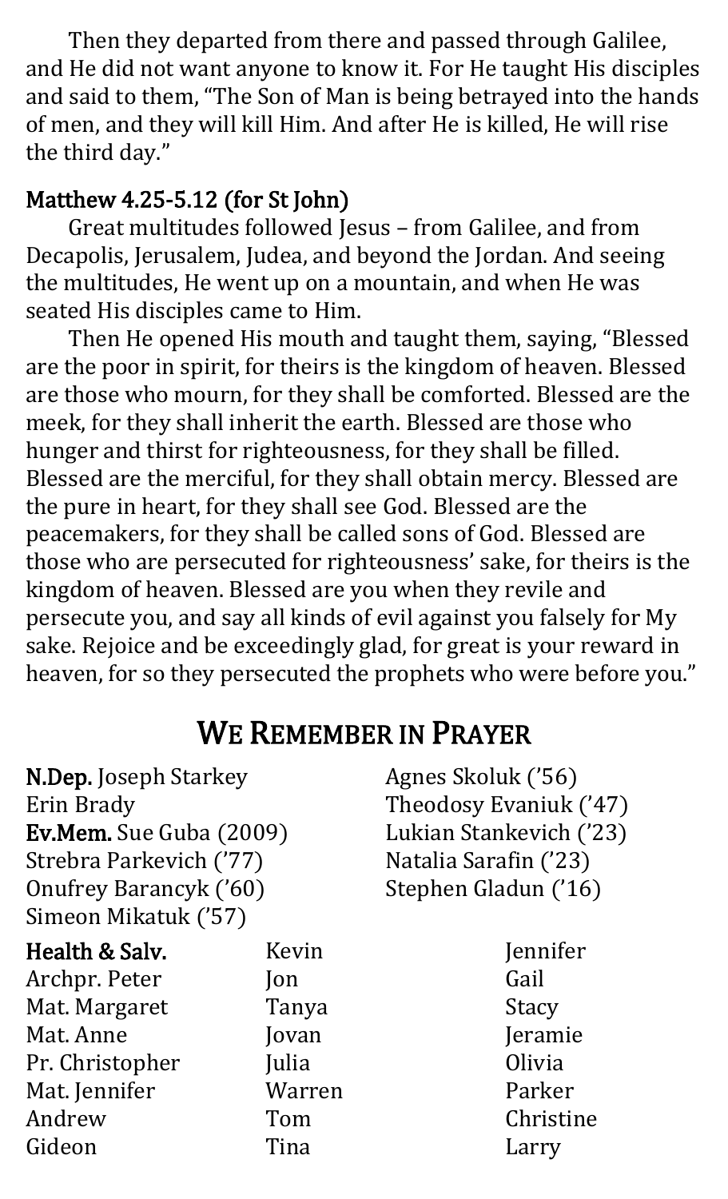Then they departed from there and passed through Galilee, and He did not want anyone to know it. For He taught His disciples and said to them, "The Son of Man is being betrayed into the hands of men, and they will kill Him. And after He is killed, He will rise the third day."

### Matthew 4.25-5.12 (for St John)

Great multitudes followed Jesus – from Galilee, and from Decapolis, Jerusalem, Judea, and beyond the Jordan. And seeing the multitudes, He went up on a mountain, and when He was seated His disciples came to Him.

Then He opened His mouth and taught them, saying, "Blessed are the poor in spirit, for theirs is the kingdom of heaven. Blessed are those who mourn, for they shall be comforted. Blessed are the meek, for they shall inherit the earth. Blessed are those who hunger and thirst for righteousness, for they shall be filled. Blessed are the merciful, for they shall obtain mercy. Blessed are the pure in heart, for they shall see God. Blessed are the peacemakers, for they shall be called sons of God. Blessed are those who are persecuted for righteousness' sake, for theirs is the kingdom of heaven. Blessed are you when they revile and persecute you, and say all kinds of evil against you falsely for My sake. Rejoice and be exceedingly glad, for great is your reward in heaven, for so they persecuted the prophets who were before you."

## We Remember in Prayer

**N.Dep.** Joseph Starkey
Erin Brady
**Ev.Mem.** Sue Guba (2009)
Strebra Parkevich ('77)
Onufrey Barancyk ('60)
Simeon Mikatuk ('57)
Agnes Skoluk ('56)
Theodosy Evaniuk ('47)
Lukian Stankevich ('23)
Natalia Sarafin ('23)
Stephen Gladun ('16)

**Health & Salv.**
Archpr. Peter
Mat. Margaret
Mat. Anne
Pr. Christopher
Mat. Jennifer
Andrew
Gideon
Kevin
Jon
Tanya
Jovan
Julia
Warren
Tom
Tina
Jennifer
Gail
Stacy
Jeramie
Olivia
Parker
Christine
Larry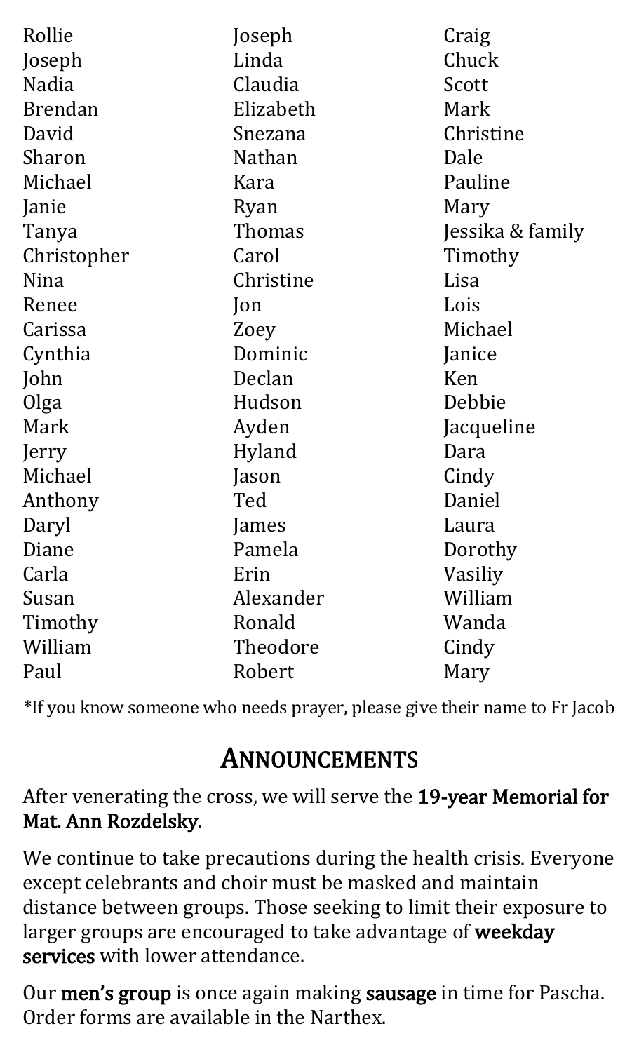Rollie
Joseph
Nadia
Brendan
David
Sharon
Michael
Janie
Tanya
Christopher
Nina
Renee
Carissa
Cynthia
John
Olga
Mark
Jerry
Michael
Anthony
Daryl
Diane
Carla
Susan
Timothy
William
Paul

Joseph
Linda
Claudia
Elizabeth
Snezana
Nathan
Kara
Ryan
Thomas
Carol
Christine
Jon
Zoey
Dominic
Declan
Hudson
Ayden
Hyland
Jason
Ted
James
Pamela
Erin
Alexander
Ronald
Theodore
Robert

Craig
Chuck
Scott
Mark
Christine
Dale
Pauline
Mary
Jessika & family
Timothy
Lisa
Lois
Michael
Janice
Ken
Debbie
Jacqueline
Dara
Cindy
Daniel
Laura
Dorothy
Vasiliy
William
Wanda
Cindy
Mary

*If you know someone who needs prayer, please give their name to Fr Jacob

## Announcements

After venerating the cross, we will serve the **19-year Memorial for Mat. Ann Rozdelsky**.

We continue to take precautions during the health crisis. Everyone except celebrants and choir must be masked and maintain distance between groups. Those seeking to limit their exposure to larger groups are encouraged to take advantage of **weekday services** with lower attendance.

Our **men's group** is once again making **sausage** in time for Pascha. Order forms are available in the Narthex.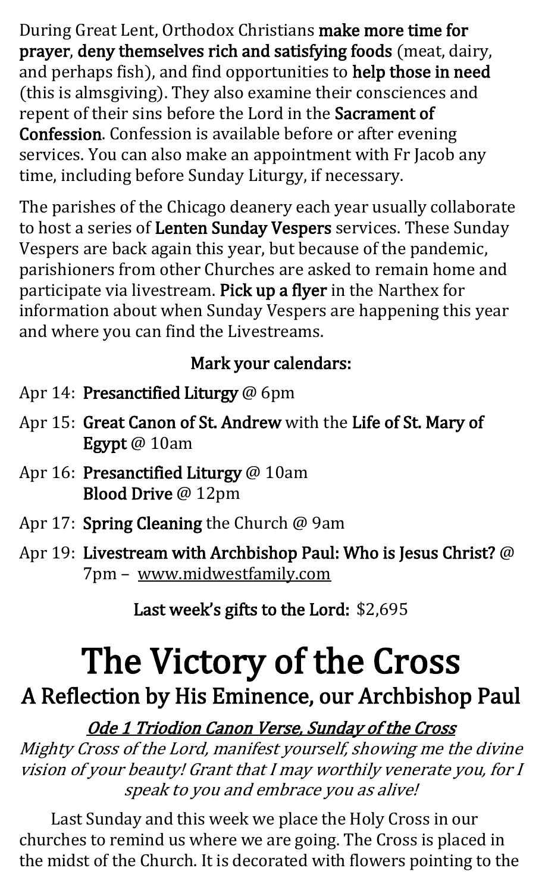During Great Lent, Orthodox Christians **make more time for prayer**, **deny themselves rich and satisfying foods** (meat, dairy, and perhaps fish), and find opportunities to **help those in need** (this is almsgiving). They also examine their consciences and repent of their sins before the Lord in the **Sacrament of Confession**. Confession is available before or after evening services. You can also make an appointment with Fr Jacob any time, including before Sunday Liturgy, if necessary.

The parishes of the Chicago deanery each year usually collaborate to host a series of **Lenten Sunday Vespers** services. These Sunday Vespers are back again this year, but because of the pandemic, parishioners from other Churches are asked to remain home and participate via livestream. **Pick up a flyer** in the Narthex for information about when Sunday Vespers are happening this year and where you can find the Livestreams.

**Mark your calendars:**

- Apr 14: **Presanctified Liturgy** @ 6pm
- Apr 15: **Great Canon of St. Andrew** with the **Life of St. Mary of Egypt** @ 10am
- Apr 16: **Presanctified Liturgy** @ 10am
  **Blood Drive** @ 12pm
- Apr 17: **Spring Cleaning** the Church @ 9am
- Apr 19: **Livestream with Archbishop Paul: Who is Jesus Christ?** @ 7pm – www.midwestfamily.com

**Last week's gifts to the Lord:** $2,695

# The Victory of the Cross

## A Reflection by His Eminence, our Archbishop Paul

*Ode 1 Triodion Canon Verse, Sunday of the Cross*

*Mighty Cross of the Lord, manifest yourself, showing me the divine vision of your beauty! Grant that I may worthily venerate you, for I speak to you and embrace you as alive!*

Last Sunday and this week we place the Holy Cross in our churches to remind us where we are going. The Cross is placed in the midst of the Church. It is decorated with flowers pointing to the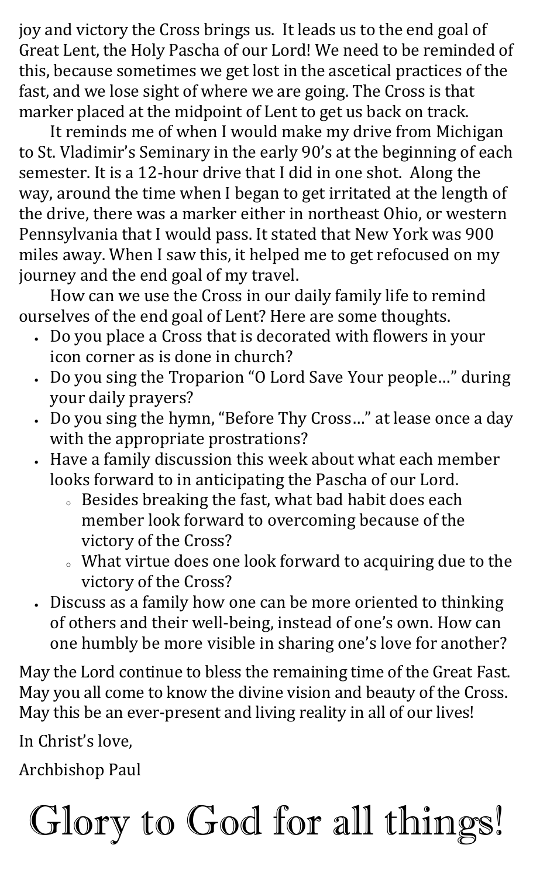joy and victory the Cross brings us. It leads us to the end goal of Great Lent, the Holy Pascha of our Lord! We need to be reminded of this, because sometimes we get lost in the ascetical practices of the fast, and we lose sight of where we are going. The Cross is that marker placed at the midpoint of Lent to get us back on track.

It reminds me of when I would make my drive from Michigan to St. Vladimir's Seminary in the early 90's at the beginning of each semester. It is a 12-hour drive that I did in one shot. Along the way, around the time when I began to get irritated at the length of the drive, there was a marker either in northeast Ohio, or western Pennsylvania that I would pass. It stated that New York was 900 miles away. When I saw this, it helped me to get refocused on my journey and the end goal of my travel.

How can we use the Cross in our daily family life to remind ourselves of the end goal of Lent? Here are some thoughts.

- Do you place a Cross that is decorated with flowers in your icon corner as is done in church?
- Do you sing the Troparion "O Lord Save Your people…" during your daily prayers?
- Do you sing the hymn, "Before Thy Cross…" at lease once a day with the appropriate prostrations?
- Have a family discussion this week about what each member looks forward to in anticipating the Pascha of our Lord.
    - Besides breaking the fast, what bad habit does each member look forward to overcoming because of the victory of the Cross?
    - What virtue does one look forward to acquiring due to the victory of the Cross?
- Discuss as a family how one can be more oriented to thinking of others and their well-being, instead of one's own. How can one humbly be more visible in sharing one's love for another?

May the Lord continue to bless the remaining time of the Great Fast. May you all come to know the divine vision and beauty of the Cross. May this be an ever-present and living reality in all of our lives!

In Christ's love,

Archbishop Paul

# Glory to God for all things!